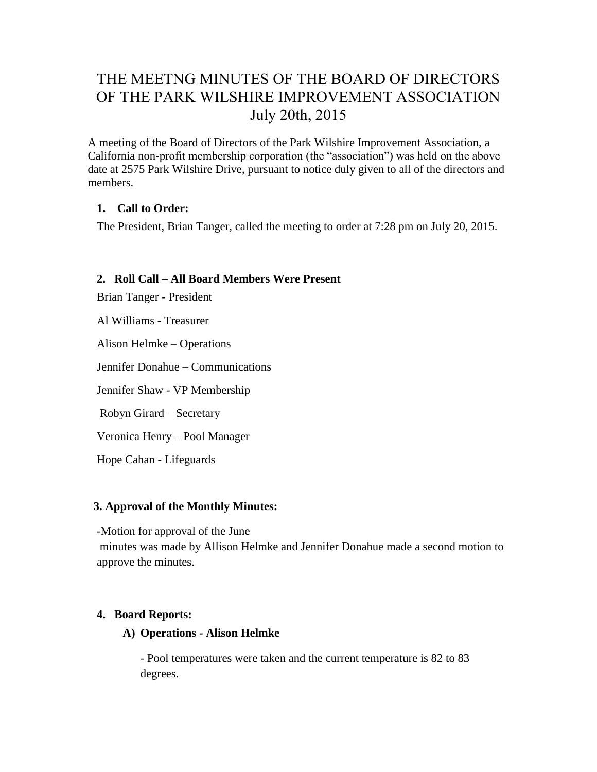# THE MEETNG MINUTES OF THE BOARD OF DIRECTORS OF THE PARK WILSHIRE IMPROVEMENT ASSOCIATION July 20th, 2015

A meeting of the Board of Directors of the Park Wilshire Improvement Association, a California non-profit membership corporation (the "association") was held on the above date at 2575 Park Wilshire Drive, pursuant to notice duly given to all of the directors and members.

1. **Call to Order:**

The President, Brian Tanger, called the meeting to order at 7:28 pm on July 20, 2015.

2. **Roll Call – All Board Members Were Present**

Brian Tanger - President

Al Williams - Treasurer

Alison Helmke – Operations

Jennifer Donahue – Communications

Jennifer Shaw - VP Membership

Robyn Girard – Secretary

Veronica Henry – Pool Manager

Hope Cahan - Lifeguards

3. **Approval of the Monthly Minutes:**

-Motion for approval of the June minutes was made by Allison Helmke and Jennifer Donahue made a second motion to approve the minutes.

4. **Board Reports:**

   **A) Operations - Alison Helmke**

   - Pool temperatures were taken and the current temperature is 82 to 83 degrees.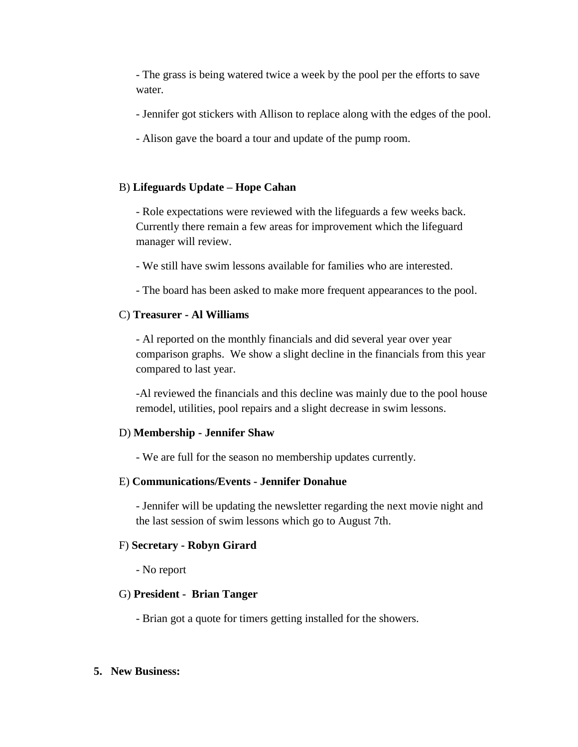- The grass is being watered twice a week by the pool per the efforts to save water.

- Jennifer got stickers with Allison to replace along with the edges of the pool.

- Alison gave the board a tour and update of the pump room.

B) **Lifeguards Update – Hope Cahan**

- Role expectations were reviewed with the lifeguards a few weeks back. Currently there remain a few areas for improvement which the lifeguard manager will review.

- We still have swim lessons available for families who are interested.

- The board has been asked to make more frequent appearances to the pool.

C) **Treasurer - Al Williams**

- Al reported on the monthly financials and did several year over year comparison graphs. We show a slight decline in the financials from this year compared to last year.

-Al reviewed the financials and this decline was mainly due to the pool house remodel, utilities, pool repairs and a slight decrease in swim lessons.

D) **Membership - Jennifer Shaw**

- We are full for the season no membership updates currently.

E) **Communications/Events - Jennifer Donahue**

- Jennifer will be updating the newsletter regarding the next movie night and the last session of swim lessons which go to August 7th.

F) **Secretary - Robyn Girard**

- No report

G) **President - Brian Tanger**

- Brian got a quote for timers getting installed for the showers.

5. **New Business:**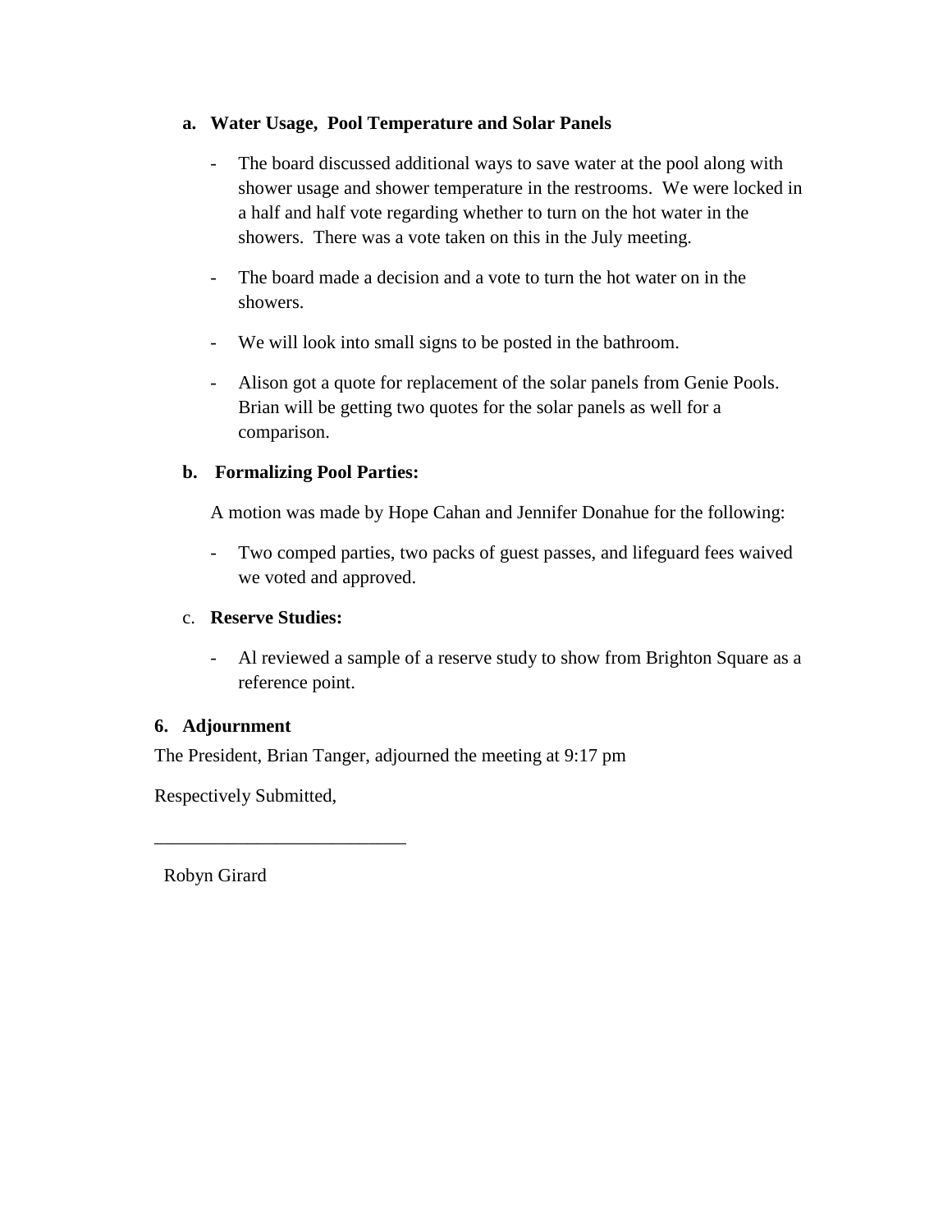**a. Water Usage, Pool Temperature and Solar Panels**

- The board discussed additional ways to save water at the pool along with shower usage and shower temperature in the restrooms. We were locked in a half and half vote regarding whether to turn on the hot water in the showers. There was a vote taken on this in the July meeting.
- The board made a decision and a vote to turn the hot water on in the showers.
- We will look into small signs to be posted in the bathroom.
- Alison got a quote for replacement of the solar panels from Genie Pools. Brian will be getting two quotes for the solar panels as well for a comparison.

**b. Formalizing Pool Parties:**

A motion was made by Hope Cahan and Jennifer Donahue for the following:

- Two comped parties, two packs of guest passes, and lifeguard fees waived we voted and approved.

c. **Reserve Studies:**

- Al reviewed a sample of a reserve study to show from Brighton Square as a reference point.

**6. Adjournment**

The President, Brian Tanger, adjourned the meeting at 9:17 pm

Respectively Submitted,

___________________________

Robyn Girard